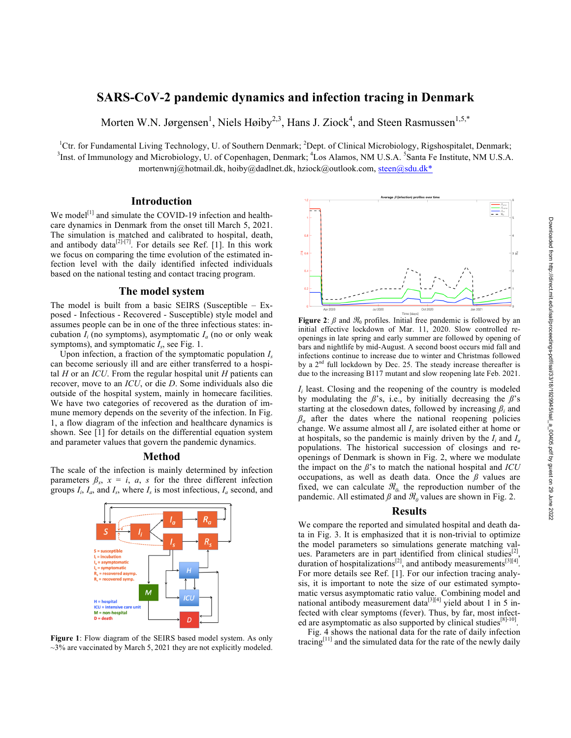# SARS-CoV-2 pandemic dynamics and infection tracing in Denmark

Morten W.N. Jørgensen[1], Niels Høiby[2,3], Hans J. Ziock[4], and Steen Rasmussen[1,5,*]

[1]Ctr. for Fundamental Living Technology, U. of Southern Denmark; [2]Dept. of Clinical Microbiology, Rigshospitalet, Denmark; [3]Inst. of Immunology and Microbiology, U. of Copenhagen, Denmark; [4]Los Alamos, NM U.S.A. [5]Santa Fe Institute, NM U.S.A.
mortenwnj@hotmail.dk, hoiby@dadlnet.dk, hziock@outlook.com, steen@sdu.dk*

## Introduction

We model[1] and simulate the COVID-19 infection and healthcare dynamics in Denmark from the onset till March 5, 2021. The simulation is matched and calibrated to hospital, death, and antibody data[2]-[7]. For details see Ref. [1]. In this work we focus on comparing the time evolution of the estimated infection level with the daily identified infected individuals based on the national testing and contact tracing program.

## The model system

The model is built from a basic SEIRS (Susceptible – Exposed - Infectious - Recovered - Susceptible) style model and assumes people can be in one of the three infectious states: incubation $I_i$ (no symptoms), asymptomatic $I_a$ (no or only weak symptoms), and symptomatic $I_s$, see Fig. 1.

Upon infection, a fraction of the symptomatic population $I_s$ can become seriously ill and are either transferred to a hospital *H* or an *ICU*. From the regular hospital unit *H* patients can recover, move to an *ICU*, or die *D*. Some individuals also die outside of the hospital system, mainly in homecare facilities. We have two categories of recovered as the duration of immune memory depends on the severity of the infection. In Fig. 1, a flow diagram of the infection and healthcare dynamics is shown. See [1] for details on the differential equation system and parameter values that govern the pandemic dynamics.

## Method

The scale of the infection is mainly determined by infection parameters $\beta_x$, $x = i, a, s$ for the three different infection groups $I_i$, $I_a$, and $I_s$, where $I_s$ is most infectious, $I_a$ second, and

**Figure 1**: Flow diagram of the SEIRS based model system. As only ~3% are vaccinated by March 5, 2021 they are not explicitly modeled.

**Figure 2**: $\beta$ and $\Re_0$ profiles. Initial free pandemic is followed by an initial effective lockdown of Mar. 11, 2020. Slow controlled reopenings in late spring and early summer are followed by opening of bars and nightlife by mid-August. A second boost occurs mid fall and infections continue to increase due to winter and Christmas followed by a 2nd full lockdown by Dec. 25. The steady increase thereafter is due to the increasing B117 mutant and slow reopening late Feb. 2021.

$I_i$ least. Closing and the reopening of the country is modeled by modulating the $\beta$'s, i.e., by initially decreasing the $\beta$'s starting at the closedown dates, followed by increasing $\beta_i$ and $\beta_a$ after the dates where the national reopening policies change. We assume almost all $I_s$ are isolated either at home or at hospitals, so the pandemic is mainly driven by the $I_i$ and $I_a$ populations. The historical succession of closings and reopenings of Denmark is shown in Fig. 2, where we modulate the impact on the $\beta$'s to match the national hospital and *ICU* occupations, as well as death data. Once the $\beta$ values are fixed, we can calculate $\Re_0$, the reproduction number of the pandemic. All estimated $\beta$ and $\Re_0$ values are shown in Fig. 2.

## Results

We compare the reported and simulated hospital and death data in Fig. 3. It is emphasized that it is non-trivial to optimize the model parameters so simulations generate matching values. Parameters are in part identified from clinical studies[2], duration of hospitalizations[2], and antibody measurements[3][4]. For more details see Ref. [1]. For our infection tracing analysis, it is important to note the size of our estimated symptomatic versus asymptomatic ratio value. Combining model and national antibody measurement data[3][4] yield about 1 in 5 infected with clear symptoms (fever). Thus, by far, most infected are asymptomatic as also supported by clinical studies[8]-[10].

Fig. 4 shows the national data for the rate of daily infection tracing[11] and the simulated data for the rate of the newly daily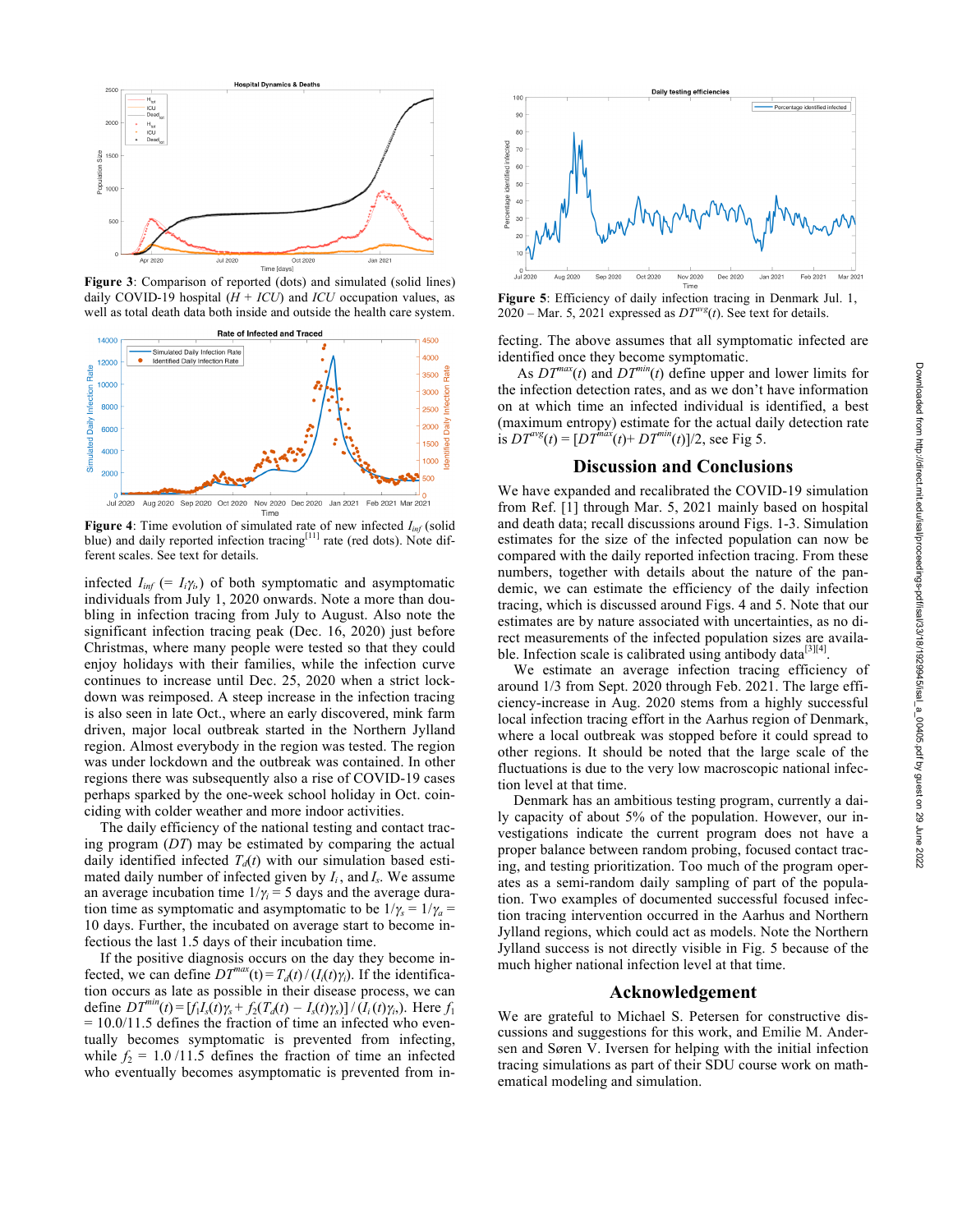**Figure 3**: Comparison of reported (dots) and simulated (solid lines) daily COVID-19 hospital ($H$ + $ICU$) and $ICU$ occupation values, as well as total death data both inside and outside the health care system.

**Figure 4**: Time evolution of simulated rate of new infected $I_{inf}$ (solid blue) and daily reported infection tracing[11] rate (red dots). Note different scales. See text for details.

infected $I_{inf}$ (= $I_i\gamma_i$) of both symptomatic and asymptomatic individuals from July 1, 2020 onwards. Note a more than doubling in infection tracing from July to August. Also note the significant infection tracing peak (Dec. 16, 2020) just before Christmas, where many people were tested so that they could enjoy holidays with their families, while the infection curve continues to increase until Dec. 25, 2020 when a strict lockdown was reimposed. A steep increase in the infection tracing is also seen in late Oct., where an early discovered, mink farm driven, major local outbreak started in the Northern Jylland region. Almost everybody in the region was tested. The region was under lockdown and the outbreak was contained. In other regions there was subsequently also a rise of COVID-19 cases perhaps sparked by the one-week school holiday in Oct. coinciding with colder weather and more indoor activities.

The daily efficiency of the national testing and contact tracing program ($DT$) may be estimated by comparing the actual daily identified infected $T_d(t)$ with our simulation based estimated daily number of infected given by $I_i$, and $I_s$. We assume an average incubation time $1/\gamma_i = 5$ days and the average duration time as symptomatic and asymptomatic to be $1/\gamma_s = 1/\gamma_a = 10$ days. Further, the incubated on average start to become infectious the last 1.5 days of their incubation time.

If the positive diagnosis occurs on the day they become infected, we can define $DT^{max}(t) = T_d(t) / (I_i(t)\gamma_i)$. If the identification occurs as late as possible in their disease process, we can define $DT^{min}(t) = [f_1 I_s(t)\gamma_s + f_2(T_d(t) - I_s(t)\gamma_s)] / (I_i(t)\gamma_i)$. Here $f_1 = 10.0/11.5$ defines the fraction of time an infected who eventually becomes symptomatic is prevented from infecting, while $f_2 = 1.0/11.5$ defines the fraction of time an infected who eventually becomes asymptomatic is prevented from infecting. The above assumes that all symptomatic infected are identified once they become symptomatic.

**Figure 5**: Efficiency of daily infection tracing in Denmark Jul. 1, 2020 – Mar. 5, 2021 expressed as $DT^{avg}(t)$. See text for details.

As $DT^{max}(t)$ and $DT^{min}(t)$ define upper and lower limits for the infection detection rates, and as we don't have information on at which time an infected individual is identified, a best (maximum entropy) estimate for the actual daily detection rate is $DT^{avg}(t) = [DT^{max}(t) + DT^{min}(t)]/2$, see Fig 5.

## Discussion and Conclusions

We have expanded and recalibrated the COVID-19 simulation from Ref. [1] through Mar. 5, 2021 mainly based on hospital and death data; recall discussions around Figs. 1-3. Simulation estimates for the size of the infected population can now be compared with the daily reported infection tracing. From these numbers, together with details about the nature of the pandemic, we can estimate the efficiency of the daily infection tracing, which is discussed around Figs. 4 and 5. Note that our estimates are by nature associated with uncertainties, as no direct measurements of the infected population sizes are available. Infection scale is calibrated using antibody data[3][4].

We estimate an average infection tracing efficiency of around 1/3 from Sept. 2020 through Feb. 2021. The large efficiency-increase in Aug. 2020 stems from a highly successful local infection tracing effort in the Aarhus region of Denmark, where a local outbreak was stopped before it could spread to other regions. It should be noted that the large scale of the fluctuations is due to the very low macroscopic national infection level at that time.

Denmark has an ambitious testing program, currently a daily capacity of about 5% of the population. However, our investigations indicate the current program does not have a proper balance between random probing, focused contact tracing, and testing prioritization. Too much of the program operates as a semi-random daily sampling of part of the population. Two examples of documented successful focused infection tracing intervention occurred in the Aarhus and Northern Jylland regions, which could act as models. Note the Northern Jylland success is not directly visible in Fig. 5 because of the much higher national infection level at that time.

## Acknowledgement

We are grateful to Michael S. Petersen for constructive discussions and suggestions for this work, and Emilie M. Andersen and Søren V. Iversen for helping with the initial infection tracing simulations as part of their SDU course work on mathematical modeling and simulation.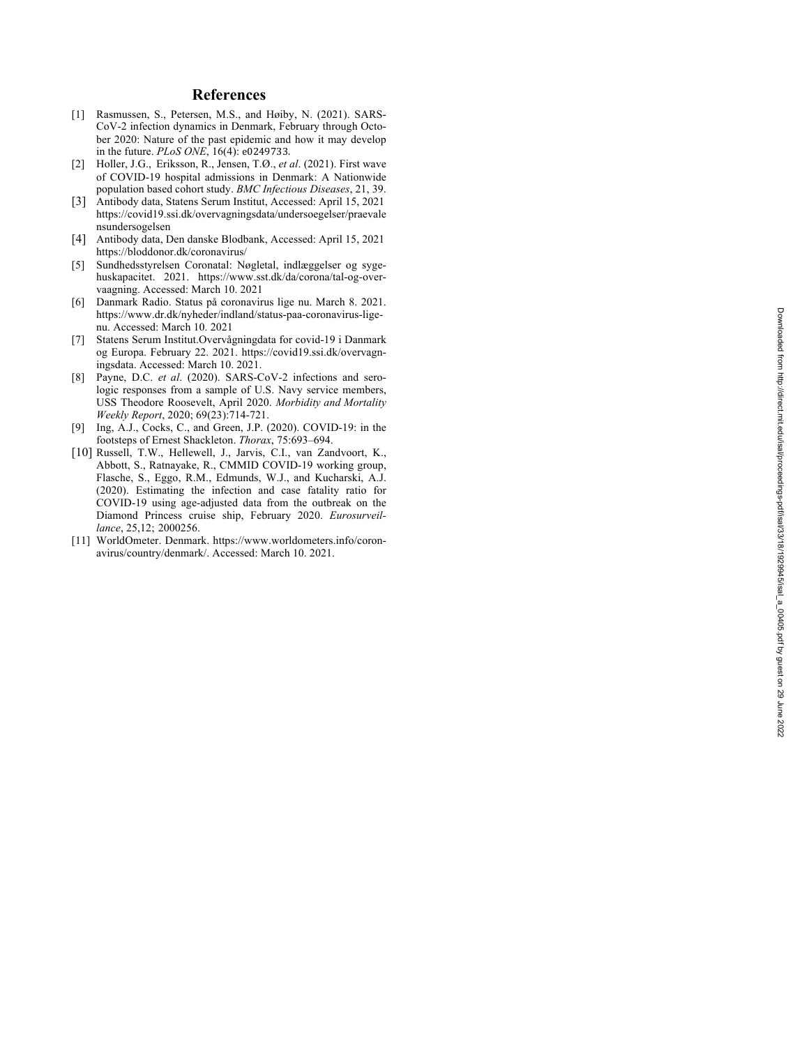## References

[1] Rasmussen, S., Petersen, M.S., and Høiby, N. (2021). SARS-CoV-2 infection dynamics in Denmark, February through October 2020: Nature of the past epidemic and how it may develop in the future. *PLoS ONE*, 16(4): e0249733.

[2] Holler, J.G., Eriksson, R., Jensen, T.Ø., *et al*. (2021). First wave of COVID-19 hospital admissions in Denmark: A Nationwide population based cohort study. *BMC Infectious Diseases*, 21, 39.

[3] Antibody data, Statens Serum Institut, Accessed: April 15, 2021 https://covid19.ssi.dk/overvagningsdata/undersoegelser/praevalensundersogelsen

[4] Antibody data, Den danske Blodbank, Accessed: April 15, 2021 https://bloddonor.dk/coronavirus/

[5] Sundhedsstyrelsen Coronatal: Nøgletal, indlæggelser og sygehuskapacitet. 2021. https://www.sst.dk/da/corona/tal-og-overvaagning. Accessed: March 10. 2021

[6] Danmark Radio. Status på coronavirus lige nu. March 8. 2021. https://www.dr.dk/nyheder/indland/status-paa-coronavirus-lige-nu. Accessed: March 10. 2021

[7] Statens Serum Institut.Overvågningdata for covid-19 i Danmark og Europa. February 22. 2021. https://covid19.ssi.dk/overvagningsdata. Accessed: March 10. 2021.

[8] Payne, D.C. *et al*. (2020). SARS-CoV-2 infections and serologic responses from a sample of U.S. Navy service members, USS Theodore Roosevelt, April 2020. *Morbidity and Mortality Weekly Report*, 2020; 69(23):714-721.

[9] Ing, A.J., Cocks, C., and Green, J.P. (2020). COVID-19: in the footsteps of Ernest Shackleton. *Thorax*, 75:693–694.

[10] Russell, T.W., Hellewell, J., Jarvis, C.I., van Zandvoort, K., Abbott, S., Ratnayake, R., CMMID COVID-19 working group, Flasche, S., Eggo, R.M., Edmunds, W.J., and Kucharski, A.J. (2020). Estimating the infection and case fatality ratio for COVID-19 using age-adjusted data from the outbreak on the Diamond Princess cruise ship, February 2020. *Eurosurveillance*, 25,12; 2000256.

[11] WorldOmeter. Denmark. https://www.worldometers.info/coronavirus/country/denmark/. Accessed: March 10. 2021.